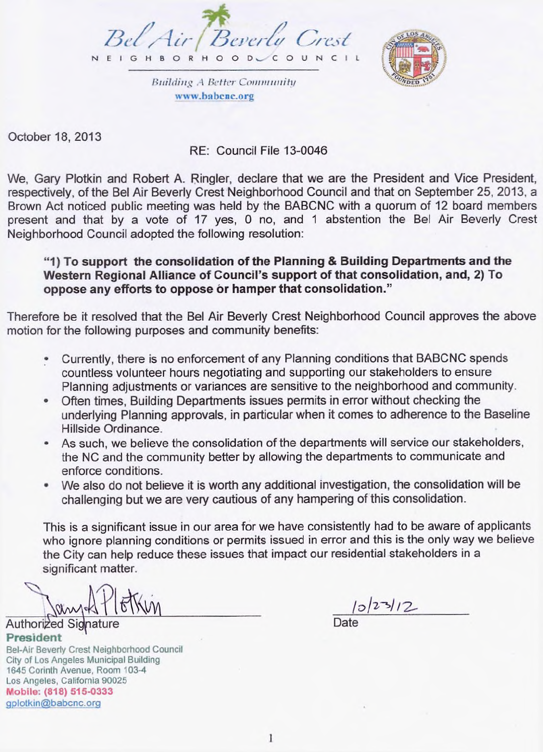Bel Air Beverly Crest

NEIGHBORHOOD COUNCIL

*Building A Better Community*

www.babcnc.org

October 18, 2013

RE: Council File 13-0046

We, Gary Plotkin and Robert A. Ringler, declare that we are the President and Vice President, respectively, of the Bel Air Beverly Crest Neighborhood Council and that on September 25, 2013, a Brown Act noticed public meeting was held by the BABCNC with a quorum of 12 board members present and that by a vote of 17 yes, 0 no, and 1 abstention the Bel Air Beverly Crest Neighborhood Council adopted the following resolution:

> **"1) To support the consolidation of the Planning & Building Departments and the Western Regional Alliance of Council's support of that consolidation, and, 2) To oppose any efforts to oppose or hamper that consolidation."**

Therefore be it resolved that the Bel Air Beverly Crest Neighborhood Council approves the above motion for the following purposes and community benefits:

- Currently, there is no enforcement of any Planning conditions that BABCNC spends countless volunteer hours negotiating and supporting our stakeholders to ensure Planning adjustments or variances are sensitive to the neighborhood and community.
- Often times, Building Departments issues permits in error without checking the underlying Planning approvals, in particular when it comes to adherence to the Baseline Hillside Ordinance.
- As such, we believe the consolidation of the departments will service our stakeholders, the NC and the community better by allowing the departments to communicate and enforce conditions.
- We also do not believe it is worth any additional investigation, the consolidation will be challenging but we are very cautious of any hampering of this consolidation.

This is a significant issue in our area for we have consistently had to be aware of applicants who ignore planning conditions or permits issued in error and this is the only way we believe the City can help reduce these issues that impact our residential stakeholders in a significant matter.

Authorized Signature

**President**

Bel-Air Beverly Crest Neighborhood Council
City of Los Angeles Municipal Building
1645 Corinth Avenue, Room 103-4
Los Angeles, California 90025
**Mobile: (818) 515-0333**
gplotkin@babcnc.org

10/23/12

Date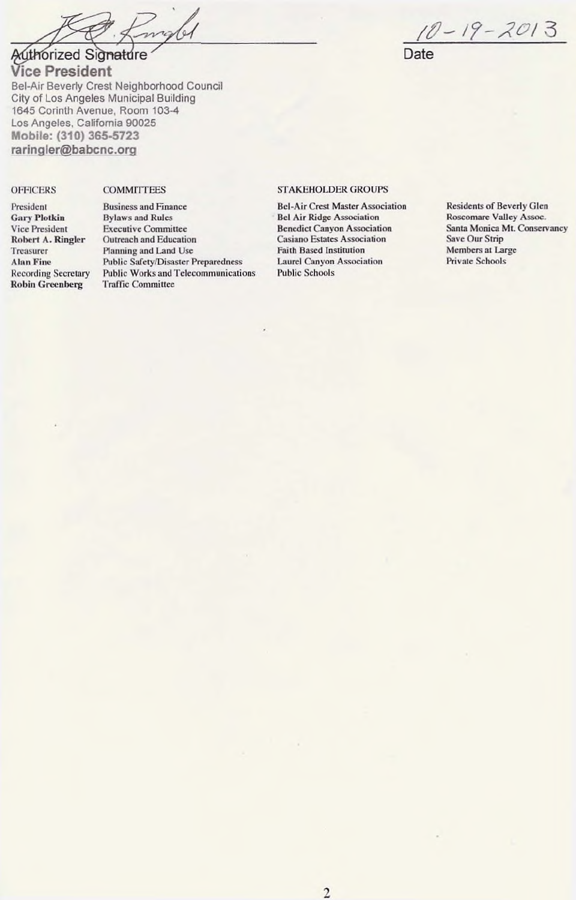Authorized Signature

**Vice President**

Bel-Air Beverly Crest Neighborhood Council
City of Los Angeles Municipal Building
1645 Corinth Avenue, Room 103-4
Los Angeles, California 90025
**Mobile: (310) 365-5723**
**raringler@babcnc.org**

10-19-2013

Date

**OFFICERS**

President
**Gary Plotkin**
Vice President
**Robert A. Ringler**
Treasurer
**Alan Fine**
Recording Secretary
**Robin Greenberg**

**COMMITTEES**

Business and Finance
Bylaws and Rules
Executive Committee
Outreach and Education
Planning and Land Use
Public Safety/Disaster Preparedness
Public Works and Telecommunications
Traffic Committee

**STAKEHOLDER GROUPS**

Bel-Air Crest Master Association
Bel Air Ridge Association
Benedict Canyon Association
Casiano Estates Association
Faith Based Institution
Laurel Canyon Association
Public Schools
Residents of Beverly Glen
Roscomare Valley Assoc.
Santa Monica Mt. Conservancy
Save Our Strip
Members at Large
Private Schools